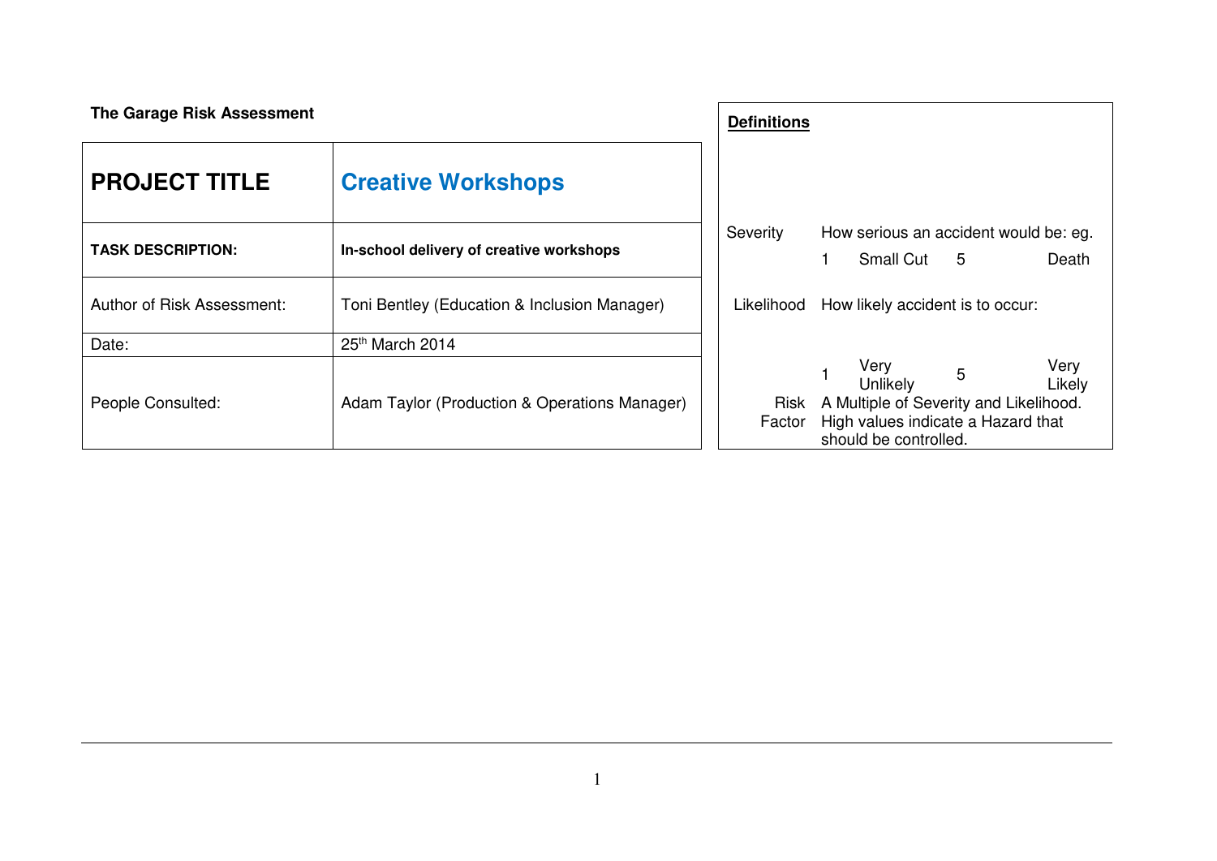**The Garage Risk Assessment**

| **PROJECT TITLE** | **Creative Workshops** |
|---|---|
| **TASK DESCRIPTION:** | **In-school delivery of creative workshops** |
| Author of Risk Assessment: | Toni Bentley (Education & Inclusion Manager) |
| Date: | 25th March 2014 |
| People Consulted: | Adam Taylor (Production & Operations Manager) |

**Definitions**

| | | | | |
|---|---|---|---|---|
| Severity | How serious an accident would be: eg. | | | |
| | 1 Small Cut | | 5 | Death |
| Likelihood | How likely accident is to occur: | | | |
| | 1 Very Unlikely | | 5 | Very Likely |
| Risk Factor | A Multiple of Severity and Likelihood. High values indicate a Hazard that should be controlled. | | | |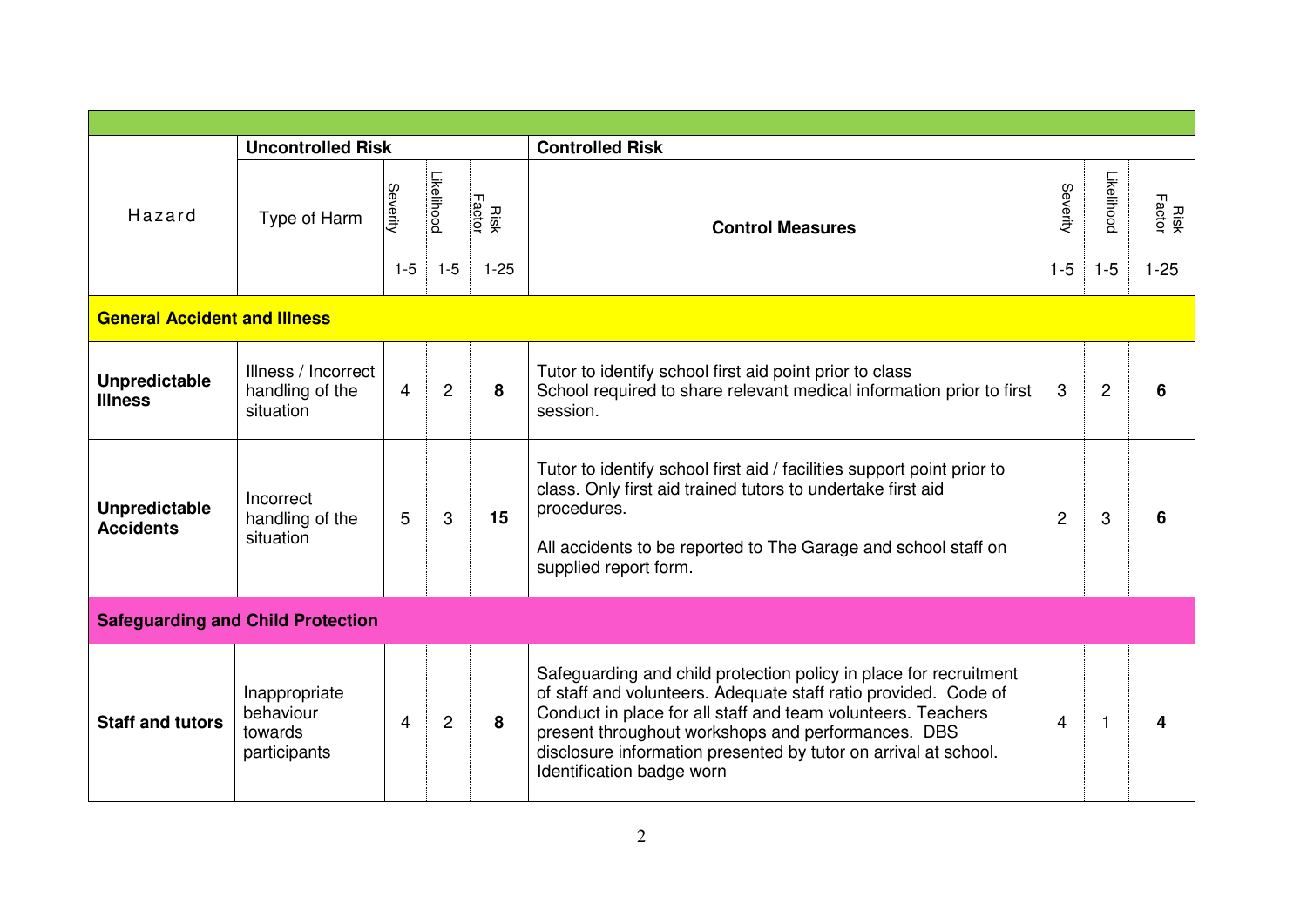| Hazard | Uncontrolled Risk | | | | Controlled Risk | | | |
|---|---|---|---|---|---|---|---|---|
| | Type of Harm | Severity 1-5 | Likelihood 1-5 | Risk Factor 1-25 | Control Measures | Severity 1-5 | Likelihood 1-5 | Risk Factor 1-25 |
| **General Accident and Illness** | | | | | | | | |
| **Unpredictable Illness** | Illness / Incorrect handling of the situation | 4 | 2 | **8** | Tutor to identify school first aid point prior to class<br>School required to share relevant medical information prior to first session. | 3 | 2 | **6** |
| **Unpredictable Accidents** | Incorrect handling of the situation | 5 | 3 | **15** | Tutor to identify school first aid / facilities support point prior to class. Only first aid trained tutors to undertake first aid procedures.<br><br>All accidents to be reported to The Garage and school staff on supplied report form. | 2 | 3 | **6** |
| **Safeguarding and Child Protection** | | | | | | | | |
| **Staff and tutors** | Inappropriate behaviour towards participants | 4 | 2 | **8** | Safeguarding and child protection policy in place for recruitment of staff and volunteers. Adequate staff ratio provided. Code of Conduct in place for all staff and team volunteers. Teachers present throughout workshops and performances. DBS disclosure information presented by tutor on arrival at school. Identification badge worn | 4 | 1 | **4** |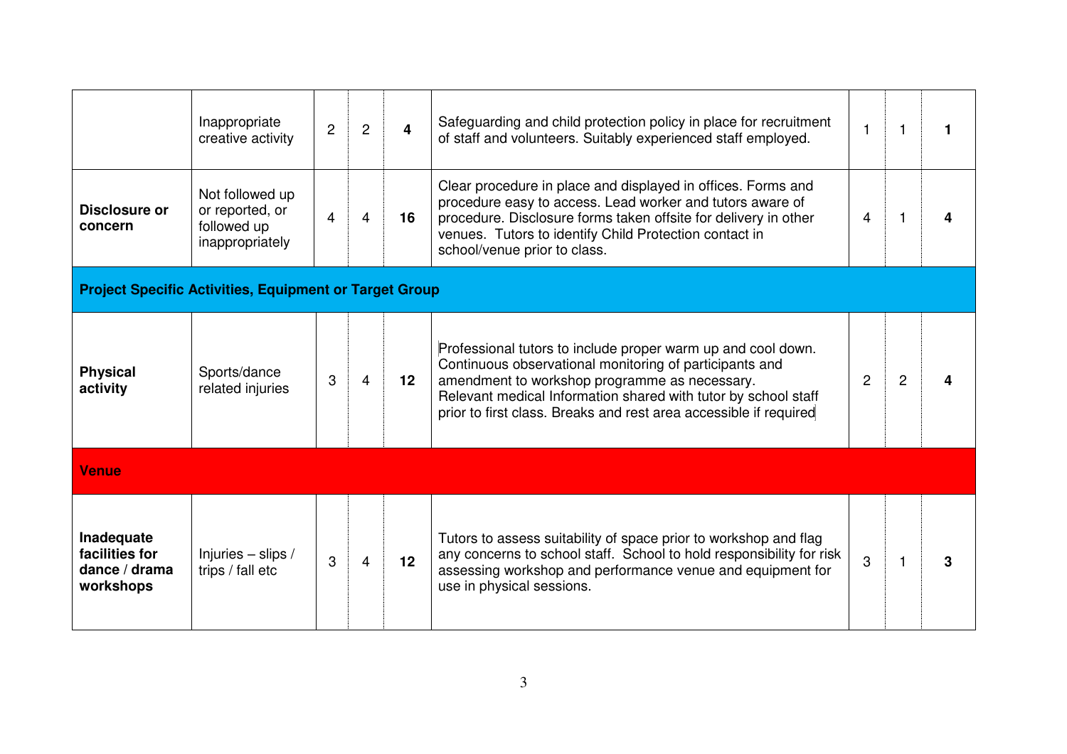| | | | | | | | | |
|---|---|---|---|---|---|---|---|---|
| | Inappropriate creative activity | 2 | 2 | **4** | Safeguarding and child protection policy in place for recruitment of staff and volunteers. Suitably experienced staff employed. | 1 | 1 | **1** |
| **Disclosure or concern** | Not followed up or reported, or followed up inappropriately | 4 | 4 | **16** | Clear procedure in place and displayed in offices. Forms and procedure easy to access. Lead worker and tutors aware of procedure. Disclosure forms taken offsite for delivery in other venues. Tutors to identify Child Protection contact in school/venue prior to class. | 4 | 1 | **4** |
| **Project Specific Activities, Equipment or Target Group** | | | | | | | | |
| **Physical activity** | Sports/dance related injuries | 3 | 4 | **12** | Professional tutors to include proper warm up and cool down. Continuous observational monitoring of participants and amendment to workshop programme as necessary. Relevant medical Information shared with tutor by school staff prior to first class. Breaks and rest area accessible if required | 2 | 2 | **4** |
| **Venue** | | | | | | | | |
| **Inadequate facilities for dance / drama workshops** | Injuries – slips / trips / fall etc | 3 | 4 | **12** | Tutors to assess suitability of space prior to workshop and flag any concerns to school staff. School to hold responsibility for risk assessing workshop and performance venue and equipment for use in physical sessions. | 3 | 1 | **3** |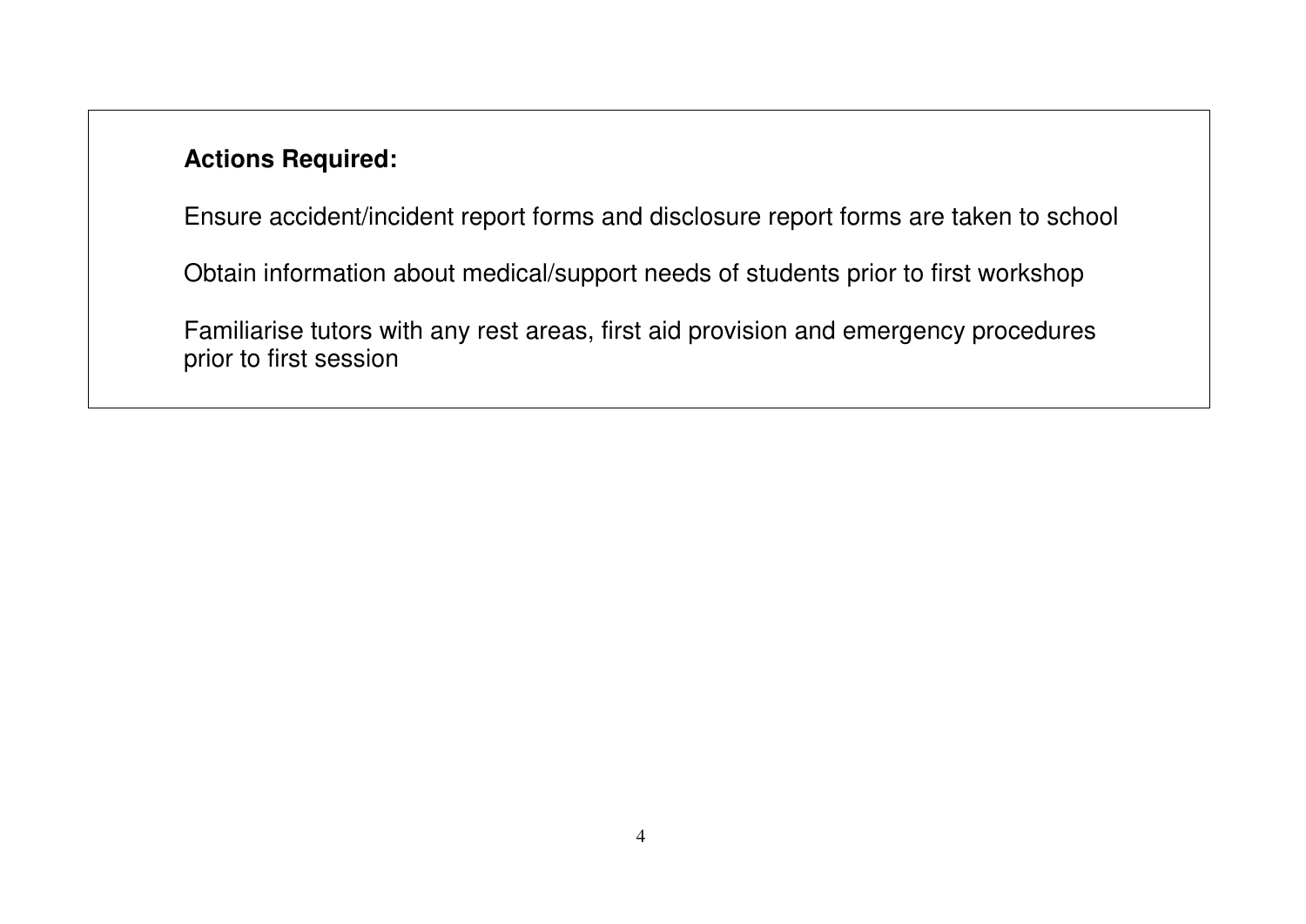**Actions Required:**

Ensure accident/incident report forms and disclosure report forms are taken to school

Obtain information about medical/support needs of students prior to first workshop

Familiarise tutors with any rest areas, first aid provision and emergency procedures prior to first session